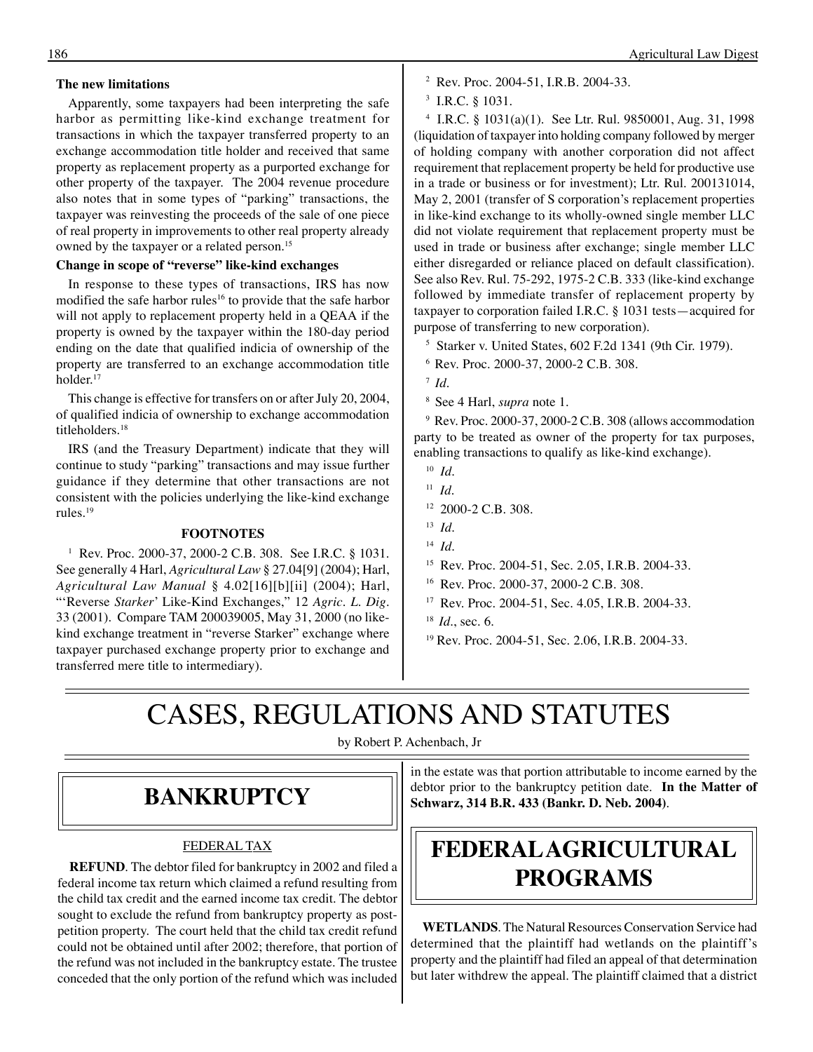### The new limitations

Apparently, some taxpayers had been interpreting the safe harbor as permitting like-kind exchange treatment for transactions in which the taxpayer transferred property to an exchange accommodation title holder and received that same property as replacement property as a purported exchange for other property of the taxpayer. The 2004 revenue procedure also notes that in some types of "parking" transactions, the taxpayer was reinvesting the proceeds of the sale of one piece of real property in improvements to other real property already owned by the taxpayer or a related person.[15]

### Change in scope of "reverse" like-kind exchanges

In response to these types of transactions, IRS has now modified the safe harbor rules[16] to provide that the safe harbor will not apply to replacement property held in a QEAA if the property is owned by the taxpayer within the 180-day period ending on the date that qualified indicia of ownership of the property are transferred to an exchange accommodation title holder.[17]

This change is effective for transfers on or after July 20, 2004, of qualified indicia of ownership to exchange accommodation titleholders.[18]

IRS (and the Treasury Department) indicate that they will continue to study "parking" transactions and may issue further guidance if they determine that other transactions are not consistent with the policies underlying the like-kind exchange rules.[19]

#### FOOTNOTES

[1] Rev. Proc. 2000-37, 2000-2 C.B. 308. See I.R.C. § 1031. See generally 4 Harl, *Agricultural Law* § 27.04[9] (2004); Harl, *Agricultural Law Manual* § 4.02[16][b][ii] (2004); Harl, "'Reverse *Starker*' Like-Kind Exchanges," 12 *Agric. L. Dig.* 33 (2001). Compare TAM 200039005, May 31, 2000 (no like-kind exchange treatment in "reverse Starker" exchange where taxpayer purchased exchange property prior to exchange and transferred mere title to intermediary).

[2] Rev. Proc. 2004-51, I.R.B. 2004-33.

[3] I.R.C. § 1031.

[4] I.R.C. § 1031(a)(1). See Ltr. Rul. 9850001, Aug. 31, 1998 (liquidation of taxpayer into holding company followed by merger of holding company with another corporation did not affect requirement that replacement property be held for productive use in a trade or business or for investment); Ltr. Rul. 200131014, May 2, 2001 (transfer of S corporation's replacement properties in like-kind exchange to its wholly-owned single member LLC did not violate requirement that replacement property must be used in trade or business after exchange; single member LLC either disregarded or reliance placed on default classification). See also Rev. Rul. 75-292, 1975-2 C.B. 333 (like-kind exchange followed by immediate transfer of replacement property by taxpayer to corporation failed I.R.C. § 1031 tests—acquired for purpose of transferring to new corporation).

[5] Starker v. United States, 602 F.2d 1341 (9th Cir. 1979).

[6] Rev. Proc. 2000-37, 2000-2 C.B. 308.

[7] *Id.*

[8] See 4 Harl, *supra* note 1.

[9] Rev. Proc. 2000-37, 2000-2 C.B. 308 (allows accommodation party to be treated as owner of the property for tax purposes, enabling transactions to qualify as like-kind exchange).

[10] *Id.*

[11] *Id.*

[12] 2000-2 C.B. 308.

[13] *Id.*

[14] *Id.*

[15] Rev. Proc. 2004-51, Sec. 2.05, I.R.B. 2004-33.

[16] Rev. Proc. 2000-37, 2000-2 C.B. 308.

[17] Rev. Proc. 2004-51, Sec. 4.05, I.R.B. 2004-33.

[18] *Id.*, sec. 6.

[19] Rev. Proc. 2004-51, Sec. 2.06, I.R.B. 2004-33.

# CASES, REGULATIONS AND STATUTES

by Robert P. Achenbach, Jr

## BANKRUPTCY

### FEDERAL TAX

**REFUND**. The debtor filed for bankruptcy in 2002 and filed a federal income tax return which claimed a refund resulting from the child tax credit and the earned income tax credit. The debtor sought to exclude the refund from bankruptcy property as post-petition property. The court held that the child tax credit refund could not be obtained until after 2002; therefore, that portion of the refund was not included in the bankruptcy estate. The trustee conceded that the only portion of the refund which was included in the estate was that portion attributable to income earned by the debtor prior to the bankruptcy petition date. **In the Matter of Schwarz, 314 B.R. 433 (Bankr. D. Neb. 2004)**.

## FEDERAL AGRICULTURAL PROGRAMS

**WETLANDS**. The Natural Resources Conservation Service had determined that the plaintiff had wetlands on the plaintiff's property and the plaintiff had filed an appeal of that determination but later withdrew the appeal. The plaintiff claimed that a district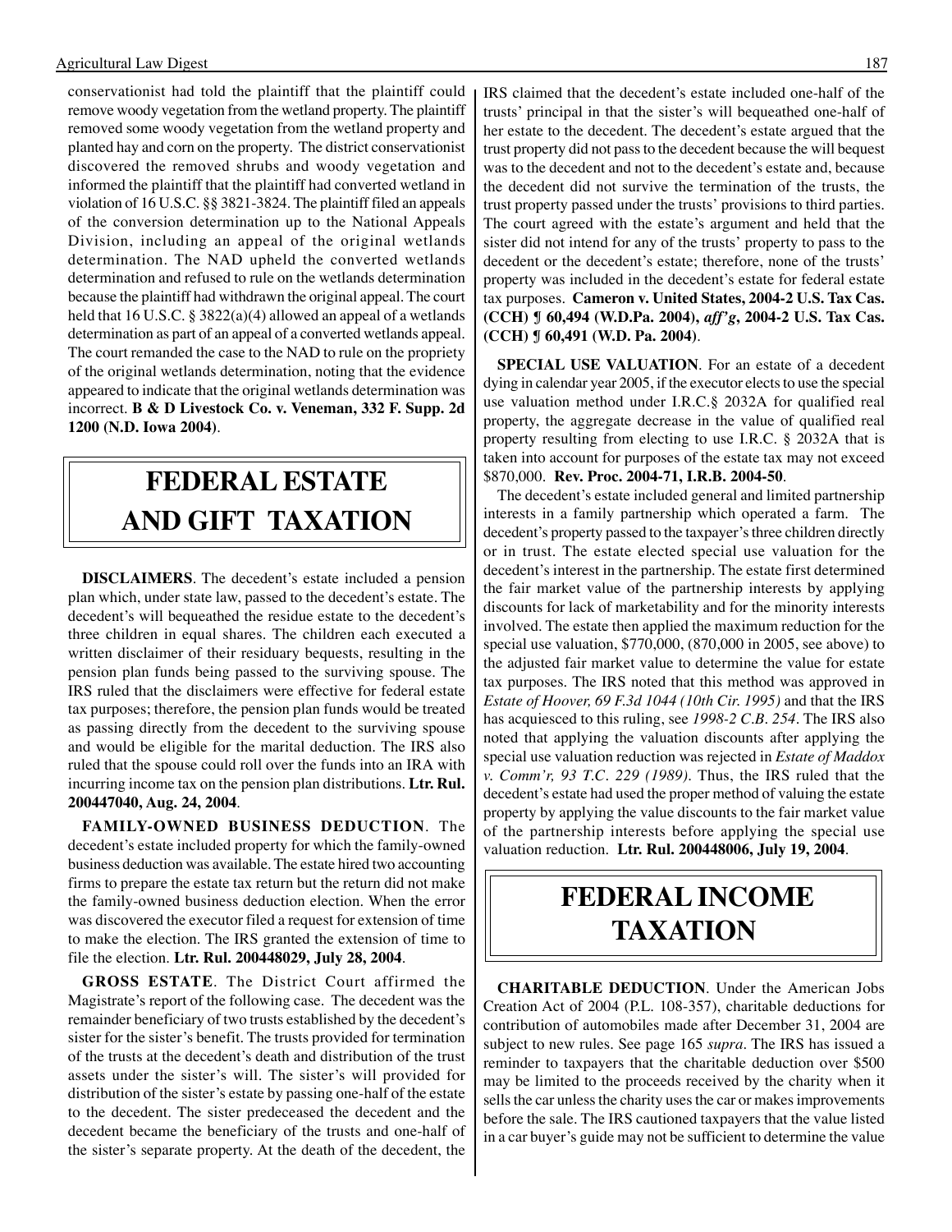conservationist had told the plaintiff that the plaintiff could remove woody vegetation from the wetland property. The plaintiff removed some woody vegetation from the wetland property and planted hay and corn on the property. The district conservationist discovered the removed shrubs and woody vegetation and informed the plaintiff that the plaintiff had converted wetland in violation of 16 U.S.C. §§ 3821-3824. The plaintiff filed an appeals of the conversion determination up to the National Appeals Division, including an appeal of the original wetlands determination. The NAD upheld the converted wetlands determination and refused to rule on the wetlands determination because the plaintiff had withdrawn the original appeal. The court held that 16 U.S.C. § 3822(a)(4) allowed an appeal of a wetlands determination as part of an appeal of a converted wetlands appeal. The court remanded the case to the NAD to rule on the propriety of the original wetlands determination, noting that the evidence appeared to indicate that the original wetlands determination was incorrect. **B & D Livestock Co. v. Veneman, 332 F. Supp. 2d 1200 (N.D. Iowa 2004)**.

# FEDERAL ESTATE AND GIFT TAXATION

**DISCLAIMERS**. The decedent's estate included a pension plan which, under state law, passed to the decedent's estate. The decedent's will bequeathed the residue estate to the decedent's three children in equal shares. The children each executed a written disclaimer of their residuary bequests, resulting in the pension plan funds being passed to the surviving spouse. The IRS ruled that the disclaimers were effective for federal estate tax purposes; therefore, the pension plan funds would be treated as passing directly from the decedent to the surviving spouse and would be eligible for the marital deduction. The IRS also ruled that the spouse could roll over the funds into an IRA with incurring income tax on the pension plan distributions. **Ltr. Rul. 200447040, Aug. 24, 2004**.

**FAMILY-OWNED BUSINESS DEDUCTION**. The decedent's estate included property for which the family-owned business deduction was available. The estate hired two accounting firms to prepare the estate tax return but the return did not make the family-owned business deduction election. When the error was discovered the executor filed a request for extension of time to make the election. The IRS granted the extension of time to file the election. **Ltr. Rul. 200448029, July 28, 2004**.

**GROSS ESTATE**. The District Court affirmed the Magistrate's report of the following case. The decedent was the remainder beneficiary of two trusts established by the decedent's sister for the sister's benefit. The trusts provided for termination of the trusts at the decedent's death and distribution of the trust assets under the sister's will. The sister's will provided for distribution of the sister's estate by passing one-half of the estate to the decedent. The sister predeceased the decedent and the decedent became the beneficiary of the trusts and one-half of the sister's separate property. At the death of the decedent, the IRS claimed that the decedent's estate included one-half of the trusts' principal in that the sister's will bequeathed one-half of her estate to the decedent. The decedent's estate argued that the trust property did not pass to the decedent because the will bequest was to the decedent and not to the decedent's estate and, because the decedent did not survive the termination of the trusts, the trust property passed under the trusts' provisions to third parties. The court agreed with the estate's argument and held that the sister did not intend for any of the trusts' property to pass to the decedent or the decedent's estate; therefore, none of the trusts' property was included in the decedent's estate for federal estate tax purposes. **Cameron v. United States, 2004-2 U.S. Tax Cas. (CCH) ¶ 60,494 (W.D.Pa. 2004), *aff'g*, 2004-2 U.S. Tax Cas. (CCH) ¶ 60,491 (W.D. Pa. 2004)**.

**SPECIAL USE VALUATION**. For an estate of a decedent dying in calendar year 2005, if the executor elects to use the special use valuation method under I.R.C.§ 2032A for qualified real property, the aggregate decrease in the value of qualified real property resulting from electing to use I.R.C. § 2032A that is taken into account for purposes of the estate tax may not exceed \$870,000. **Rev. Proc. 2004-71, I.R.B. 2004-50**.

The decedent's estate included general and limited partnership interests in a family partnership which operated a farm. The decedent's property passed to the taxpayer's three children directly or in trust. The estate elected special use valuation for the decedent's interest in the partnership. The estate first determined the fair market value of the partnership interests by applying discounts for lack of marketability and for the minority interests involved. The estate then applied the maximum reduction for the special use valuation, \$770,000, (870,000 in 2005, see above) to the adjusted fair market value to determine the value for estate tax purposes. The IRS noted that this method was approved in *Estate of Hoover, 69 F.3d 1044 (10th Cir. 1995)* and that the IRS has acquiesced to this ruling, see *1998-2 C.B. 254*. The IRS also noted that applying the valuation discounts after applying the special use valuation reduction was rejected in *Estate of Maddox v. Comm'r, 93 T.C. 229 (1989)*. Thus, the IRS ruled that the decedent's estate had used the proper method of valuing the estate property by applying the value discounts to the fair market value of the partnership interests before applying the special use valuation reduction. **Ltr. Rul. 200448006, July 19, 2004**.

# FEDERAL INCOME TAXATION

**CHARITABLE DEDUCTION**. Under the American Jobs Creation Act of 2004 (P.L. 108-357), charitable deductions for contribution of automobiles made after December 31, 2004 are subject to new rules. See page 165 *supra*. The IRS has issued a reminder to taxpayers that the charitable deduction over \$500 may be limited to the proceeds received by the charity when it sells the car unless the charity uses the car or makes improvements before the sale. The IRS cautioned taxpayers that the value listed in a car buyer's guide may not be sufficient to determine the value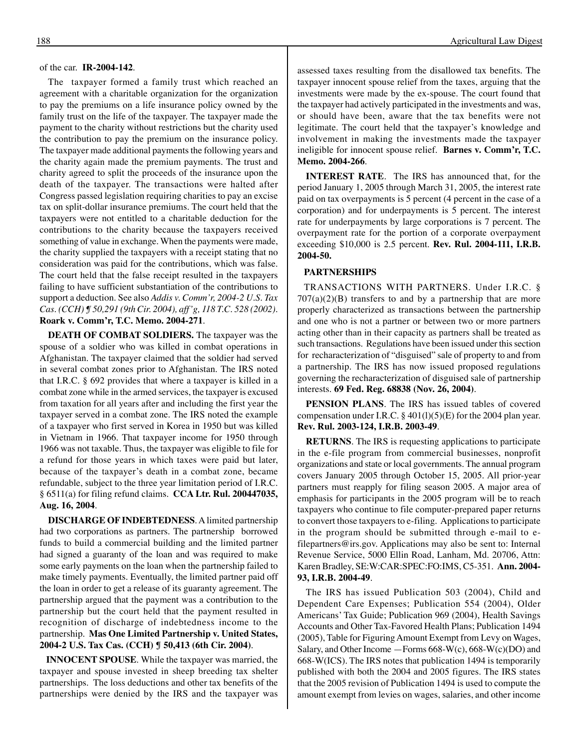of the car. **IR-2004-142**.

The taxpayer formed a family trust which reached an agreement with a charitable organization for the organization to pay the premiums on a life insurance policy owned by the family trust on the life of the taxpayer. The taxpayer made the payment to the charity without restrictions but the charity used the contribution to pay the premium on the insurance policy. The taxpayer made additional payments the following years and the charity again made the premium payments. The trust and charity agreed to split the proceeds of the insurance upon the death of the taxpayer. The transactions were halted after Congress passed legislation requiring charities to pay an excise tax on split-dollar insurance premiums. The court held that the taxpayers were not entitled to a charitable deduction for the contributions to the charity because the taxpayers received something of value in exchange. When the payments were made, the charity supplied the taxpayers with a receipt stating that no consideration was paid for the contributions, which was false. The court held that the false receipt resulted in the taxpayers failing to have sufficient substantiation of the contributions to support a deduction. See also *Addis v. Comm'r, 2004-2 U.S. Tax Cas. (CCH) ¶ 50,291 (9th Cir. 2004), aff'g, 118 T.C. 528 (2002)*. **Roark v. Comm'r, T.C. Memo. 2004-271**.

**DEATH OF COMBAT SOLDIERS.** The taxpayer was the spouse of a soldier who was killed in combat operations in Afghanistan. The taxpayer claimed that the soldier had served in several combat zones prior to Afghanistan. The IRS noted that I.R.C. § 692 provides that where a taxpayer is killed in a combat zone while in the armed services, the taxpayer is excused from taxation for all years after and including the first year the taxpayer served in a combat zone. The IRS noted the example of a taxpayer who first served in Korea in 1950 but was killed in Vietnam in 1966. That taxpayer income for 1950 through 1966 was not taxable. Thus, the taxpayer was eligible to file for a refund for those years in which taxes were paid but later, because of the taxpayer's death in a combat zone, became refundable, subject to the three year limitation period of I.R.C. § 6511(a) for filing refund claims. **CCA Ltr. Rul. 200447035, Aug. 16, 2004**.

**DISCHARGE OF INDEBTEDNESS**. A limited partnership had two corporations as partners. The partnership borrowed funds to build a commercial building and the limited partner had signed a guaranty of the loan and was required to make some early payments on the loan when the partnership failed to make timely payments. Eventually, the limited partner paid off the loan in order to get a release of its guaranty agreement. The partnership argued that the payment was a contribution to the partnership but the court held that the payment resulted in recognition of discharge of indebtedness income to the partnership. **Mas One Limited Partnership v. United States, 2004-2 U.S. Tax Cas. (CCH) ¶ 50,413 (6th Cir. 2004)**.

**INNOCENT SPOUSE**. While the taxpayer was married, the taxpayer and spouse invested in sheep breeding tax shelter partnerships. The loss deductions and other tax benefits of the partnerships were denied by the IRS and the taxpayer was assessed taxes resulting from the disallowed tax benefits. The taxpayer innocent spouse relief from the taxes, arguing that the investments were made by the ex-spouse. The court found that the taxpayer had actively participated in the investments and was, or should have been, aware that the tax benefits were not legitimate. The court held that the taxpayer's knowledge and involvement in making the investments made the taxpayer ineligible for innocent spouse relief. **Barnes v. Comm'r, T.C. Memo. 2004-266**.

**INTEREST RATE**. The IRS has announced that, for the period January 1, 2005 through March 31, 2005, the interest rate paid on tax overpayments is 5 percent (4 percent in the case of a corporation) and for underpayments is 5 percent. The interest rate for underpayments by large corporations is 7 percent. The overpayment rate for the portion of a corporate overpayment exceeding $10,000 is 2.5 percent. **Rev. Rul. 2004-111, I.R.B. 2004-50.**

**PARTNERSHIPS**

TRANSACTIONS WITH PARTNERS. Under I.R.C. § 707(a)(2)(B) transfers to and by a partnership that are more properly characterized as transactions between the partnership and one who is not a partner or between two or more partners acting other than in their capacity as partners shall be treated as such transactions. Regulations have been issued under this section for recharacterization of "disguised" sale of property to and from a partnership. The IRS has now issued proposed regulations governing the recharacterization of disguised sale of partnership interests. **69 Fed. Reg. 68838 (Nov. 26, 2004)**.

**PENSION PLANS**. The IRS has issued tables of covered compensation under I.R.C. § 401(l)(5)(E) for the 2004 plan year. **Rev. Rul. 2003-124, I.R.B. 2003-49**.

**RETURNS**. The IRS is requesting applications to participate in the e-file program from commercial businesses, nonprofit organizations and state or local governments. The annual program covers January 2005 through October 15, 2005. All prior-year partners must reapply for filing season 2005. A major area of emphasis for participants in the 2005 program will be to reach taxpayers who continue to file computer-prepared paper returns to convert those taxpayers to e-filing. Applications to participate in the program should be submitted through e-mail to e-filepartners@irs.gov. Applications may also be sent to: Internal Revenue Service, 5000 Ellin Road, Lanham, Md. 20706, Attn: Karen Bradley, SE:W:CAR:SPEC:FO:IMS, C5-351. **Ann. 2004-93, I.R.B. 2004-49**.

The IRS has issued Publication 503 (2004), Child and Dependent Care Expenses; Publication 554 (2004), Older Americans' Tax Guide; Publication 969 (2004), Health Savings Accounts and Other Tax-Favored Health Plans; Publication 1494 (2005), Table for Figuring Amount Exempt from Levy on Wages, Salary, and Other Income —Forms 668-W(c), 668-W(c)(DO) and 668-W(ICS). The IRS notes that publication 1494 is temporarily published with both the 2004 and 2005 figures. The IRS states that the 2005 revision of Publication 1494 is used to compute the amount exempt from levies on wages, salaries, and other income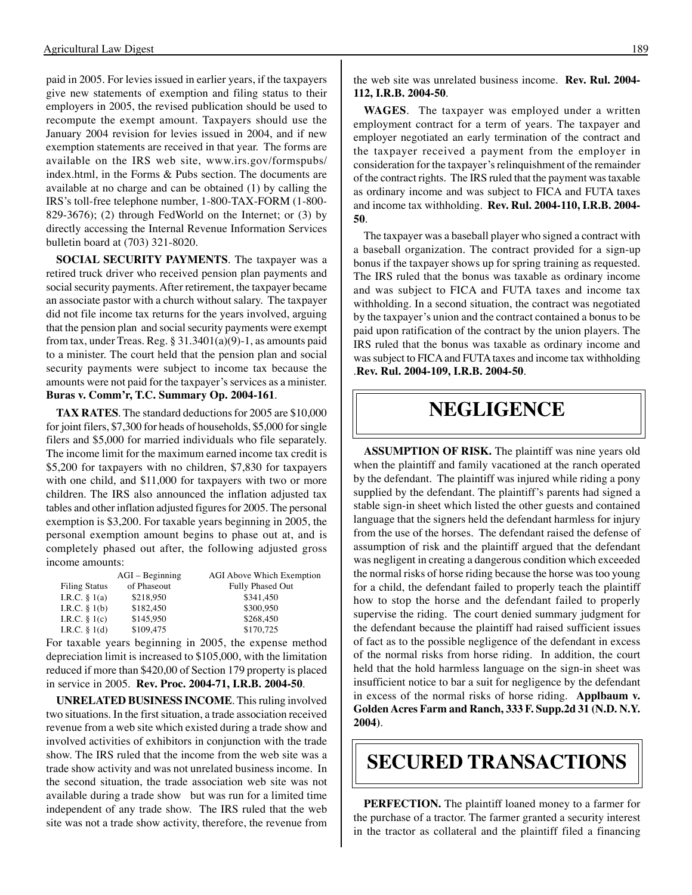paid in 2005. For levies issued in earlier years, if the taxpayers give new statements of exemption and filing status to their employers in 2005, the revised publication should be used to recompute the exempt amount. Taxpayers should use the January 2004 revision for levies issued in 2004, and if new exemption statements are received in that year. The forms are available on the IRS web site, www.irs.gov/formspubs/index.html, in the Forms & Pubs section. The documents are available at no charge and can be obtained (1) by calling the IRS's toll-free telephone number, 1-800-TAX-FORM (1-800-829-3676); (2) through FedWorld on the Internet; or (3) by directly accessing the Internal Revenue Information Services bulletin board at (703) 321-8020.

**SOCIAL SECURITY PAYMENTS**. The taxpayer was a retired truck driver who received pension plan payments and social security payments. After retirement, the taxpayer became an associate pastor with a church without salary. The taxpayer did not file income tax returns for the years involved, arguing that the pension plan and social security payments were exempt from tax, under Treas. Reg. § 31.3401(a)(9)-1, as amounts paid to a minister. The court held that the pension plan and social security payments were subject to income tax because the amounts were not paid for the taxpayer's services as a minister. **Buras v. Comm'r, T.C. Summary Op. 2004-161**.

**TAX RATES**. The standard deductions for 2005 are $10,000 for joint filers, $7,300 for heads of households, $5,000 for single filers and $5,000 for married individuals who file separately. The income limit for the maximum earned income tax credit is $5,200 for taxpayers with no children, $7,830 for taxpayers with one child, and $11,000 for taxpayers with two or more children. The IRS also announced the inflation adjusted tax tables and other inflation adjusted figures for 2005. The personal exemption is $3,200. For taxable years beginning in 2005, the personal exemption amount begins to phase out at, and is completely phased out after, the following adjusted gross income amounts:

| Filing Status | AGI – Beginning of Phaseout | AGI Above Which Exemption Fully Phased Out |
|---|---|---|
| I.R.C. § 1(a) | $218,950 | $341,450 |
| I.R.C. § 1(b) | $182,450 | $300,950 |
| I.R.C. § 1(c) | $145,950 | $268,450 |
| I.R.C. § 1(d) | $109,475 | $170,725 |

For taxable years beginning in 2005, the expense method depreciation limit is increased to $105,000, with the limitation reduced if more than $420,00 of Section 179 property is placed in service in 2005. **Rev. Proc. 2004-71, I.R.B. 2004-50**.

**UNRELATED BUSINESS INCOME**. This ruling involved two situations. In the first situation, a trade association received revenue from a web site which existed during a trade show and involved activities of exhibitors in conjunction with the trade show. The IRS ruled that the income from the web site was a trade show activity and was not unrelated business income. In the second situation, the trade association web site was not available during a trade show but was run for a limited time independent of any trade show. The IRS ruled that the web site was not a trade show activity, therefore, the revenue from the web site was unrelated business income. **Rev. Rul. 2004-112, I.R.B. 2004-50**.

**WAGES**. The taxpayer was employed under a written employment contract for a term of years. The taxpayer and employer negotiated an early termination of the contract and the taxpayer received a payment from the employer in consideration for the taxpayer's relinquishment of the remainder of the contract rights. The IRS ruled that the payment was taxable as ordinary income and was subject to FICA and FUTA taxes and income tax withholding. **Rev. Rul. 2004-110, I.R.B. 2004-50**.

The taxpayer was a baseball player who signed a contract with a baseball organization. The contract provided for a sign-up bonus if the taxpayer shows up for spring training as requested. The IRS ruled that the bonus was taxable as ordinary income and was subject to FICA and FUTA taxes and income tax withholding. In a second situation, the contract was negotiated by the taxpayer's union and the contract contained a bonus to be paid upon ratification of the contract by the union players. The IRS ruled that the bonus was taxable as ordinary income and was subject to FICA and FUTA taxes and income tax withholding .**Rev. Rul. 2004-109, I.R.B. 2004-50**.

# NEGLIGENCE

**ASSUMPTION OF RISK.** The plaintiff was nine years old when the plaintiff and family vacationed at the ranch operated by the defendant. The plaintiff was injured while riding a pony supplied by the defendant. The plaintiff's parents had signed a stable sign-in sheet which listed the other guests and contained language that the signers held the defendant harmless for injury from the use of the horses. The defendant raised the defense of assumption of risk and the plaintiff argued that the defendant was negligent in creating a dangerous condition which exceeded the normal risks of horse riding because the horse was too young for a child, the defendant failed to properly teach the plaintiff how to stop the horse and the defendant failed to properly supervise the riding. The court denied summary judgment for the defendant because the plaintiff had raised sufficient issues of fact as to the possible negligence of the defendant in excess of the normal risks from horse riding. In addition, the court held that the hold harmless language on the sign-in sheet was insufficient notice to bar a suit for negligence by the defendant in excess of the normal risks of horse riding. **Applbaum v. Golden Acres Farm and Ranch, 333 F. Supp.2d 31 (N.D. N.Y. 2004)**.

# SECURED TRANSACTIONS

**PERFECTION.** The plaintiff loaned money to a farmer for the purchase of a tractor. The farmer granted a security interest in the tractor as collateral and the plaintiff filed a financing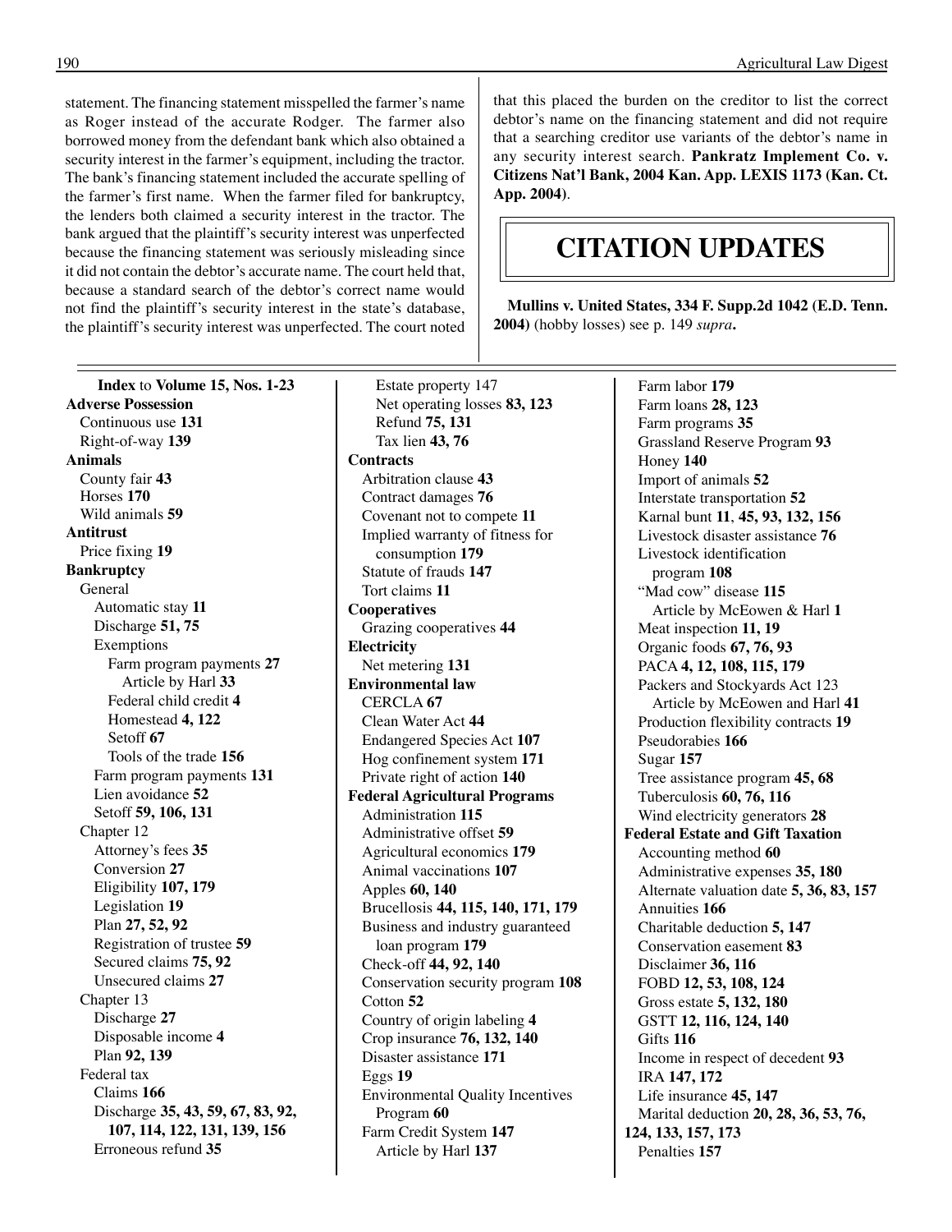statement. The financing statement misspelled the farmer's name as Roger instead of the accurate Rodger. The farmer also borrowed money from the defendant bank which also obtained a security interest in the farmer's equipment, including the tractor. The bank's financing statement included the accurate spelling of the farmer's first name. When the farmer filed for bankruptcy, the lenders both claimed a security interest in the tractor. The bank argued that the plaintiff's security interest was unperfected because the financing statement was seriously misleading since it did not contain the debtor's accurate name. The court held that, because a standard search of the debtor's correct name would not find the plaintiff's security interest in the state's database, the plaintiff's security interest was unperfected. The court noted that this placed the burden on the creditor to list the correct debtor's name on the financing statement and did not require that a searching creditor use variants of the debtor's name in any security interest search. **Pankratz Implement Co. v. Citizens Nat'l Bank, 2004 Kan. App. LEXIS 1173 (Kan. Ct. App. 2004)**.

# CITATION UPDATES

**Mullins v. United States, 334 F. Supp.2d 1042 (E.D. Tenn. 2004)** (hobby losses) see p. 149 *supra***.**

**Index** to **Volume 15, Nos. 1-23**

**Adverse Possession**
- Continuous use **131**
- Right-of-way **139**

**Animals**
- County fair **43**
- Horses **170**
- Wild animals **59**

**Antitrust**
- Price fixing **19**

**Bankruptcy**
- General
  - Automatic stay **11**
  - Discharge **51, 75**
  - Exemptions
    - Farm program payments **27**
      - Article by Harl **33**
    - Federal child credit **4**
    - Homestead **4, 122**
    - Setoff **67**
    - Tools of the trade **156**
  - Farm program payments **131**
  - Lien avoidance **52**
  - Setoff **59, 106, 131**
- Chapter 12
  - Attorney's fees **35**
  - Conversion **27**
  - Eligibility **107, 179**
  - Legislation **19**
  - Plan **27, 52, 92**
  - Registration of trustee **59**
  - Secured claims **75, 92**
  - Unsecured claims **27**
- Chapter 13
  - Discharge **27**
  - Disposable income **4**
  - Plan **92, 139**
- Federal tax
  - Claims **166**
  - Discharge **35, 43, 59, 67, 83, 92, 107, 114, 122, 131, 139, 156**
  - Erroneous refund **35**
  - Estate property 147
  - Net operating losses **83, 123**
  - Refund **75, 131**
  - Tax lien **43, 76**

**Contracts**
- Arbitration clause **43**
- Contract damages **76**
- Covenant not to compete **11**
- Implied warranty of fitness for consumption **179**
- Statute of frauds **147**
- Tort claims **11**

**Cooperatives**
- Grazing cooperatives **44**

**Electricity**
- Net metering **131**

**Environmental law**
- CERCLA **67**
- Clean Water Act **44**
- Endangered Species Act **107**
- Hog confinement system **171**
- Private right of action **140**

**Federal Agricultural Programs**
- Administration **115**
- Administrative offset **59**
- Agricultural economics **179**
- Animal vaccinations **107**
- Apples **60, 140**
- Brucellosis **44, 115, 140, 171, 179**
- Business and industry guaranteed loan program **179**
- Check-off **44, 92, 140**
- Conservation security program **108**
- Cotton **52**
- Country of origin labeling **4**
- Crop insurance **76, 132, 140**
- Disaster assistance **171**
- Eggs **19**
- Environmental Quality Incentives Program **60**
- Farm Credit System **147**
  - Article by Harl **137**
- Farm labor **179**
- Farm loans **28, 123**
- Farm programs **35**
- Grassland Reserve Program **93**
- Honey **140**
- Import of animals **52**
- Interstate transportation **52**
- Karnal bunt **11**, **45, 93, 132, 156**
- Livestock disaster assistance **76**
- Livestock identification program **108**
- "Mad cow" disease **115**
  - Article by McEowen & Harl **1**
- Meat inspection **11, 19**
- Organic foods **67, 76, 93**
- PACA **4, 12, 108, 115, 179**
- Packers and Stockyards Act 123
  - Article by McEowen and Harl **41**
- Production flexibility contracts **19**
- Pseudorabies **166**
- Sugar **157**
- Tree assistance program **45, 68**
- Tuberculosis **60, 76, 116**
- Wind electricity generators **28**

**Federal Estate and Gift Taxation**
- Accounting method **60**
- Administrative expenses **35, 180**
- Alternate valuation date **5, 36, 83, 157**
- Annuities **166**
- Charitable deduction **5, 147**
- Conservation easement **83**
- Disclaimer **36, 116**
- FOBD **12, 53, 108, 124**
- Gross estate **5, 132, 180**
- GSTT **12, 116, 124, 140**
- Gifts **116**
- Income in respect of decedent **93**
- IRA **147, 172**
- Life insurance **45, 147**
- Marital deduction **20, 28, 36, 53, 76, 124, 133, 157, 173**
- Penalties **157**